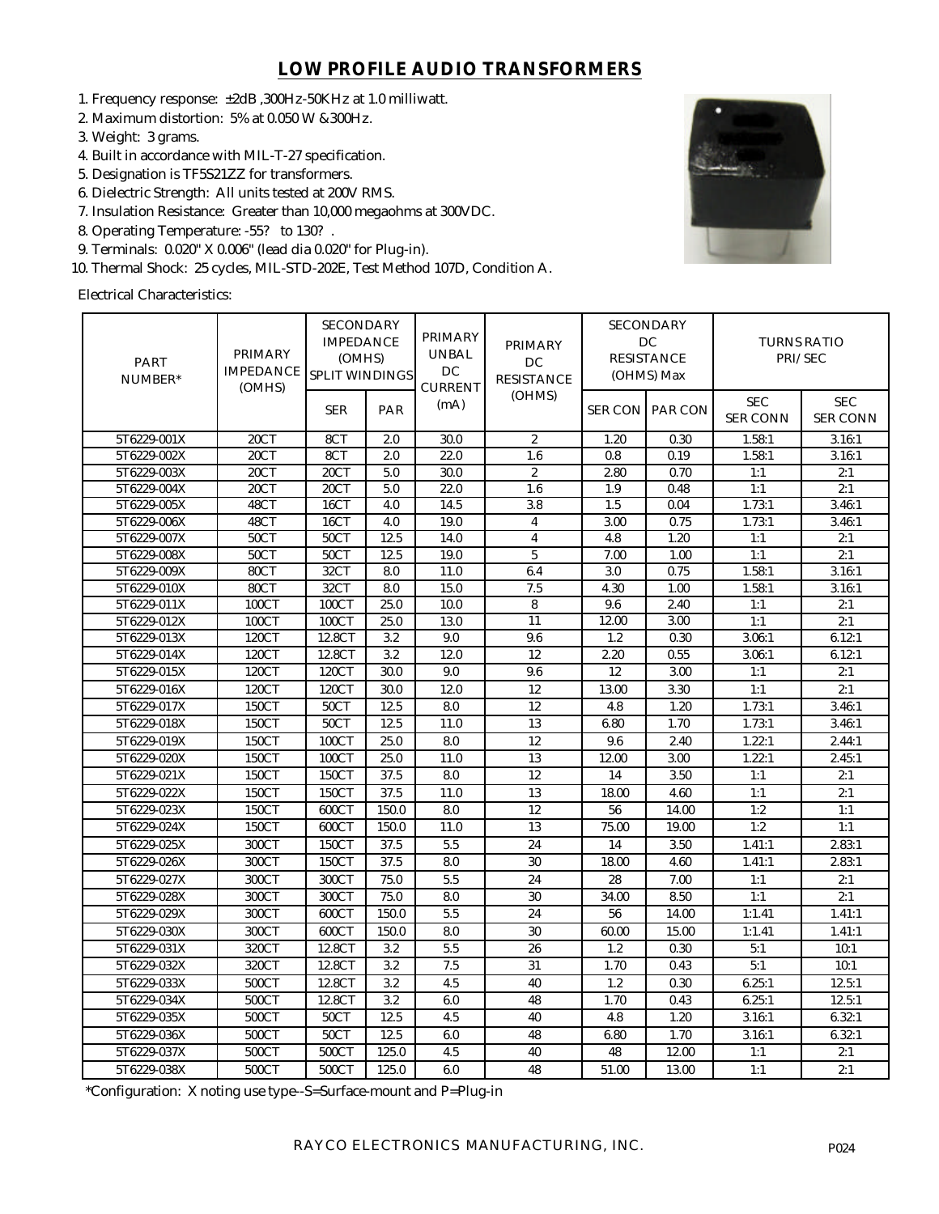# LOW PROFILE AUDIO TRANSFORMERS

1. Frequency response: ±2dB ,300Hz-50KHz at 1.0 milliwatt.
2. Maximum distortion: 5% at 0.050 W &300Hz.
3. Weight: 3 grams.
4. Built in accordance with MIL-T-27 specification.
5. Designation is TF5S21ZZ for transformers.
6. Dielectric Strength: All units tested at 200V RMS.
7. Insulation Resistance: Greater than 10,000 megaohms at 300VDC.
8. Operating Temperature: -55? to 130? .
9. Terminals: 0.020" X 0.006" (lead dia 0.020" for Plug-in).
10. Thermal Shock: 25 cycles, MIL-STD-202E, Test Method 107D, Condition A.

Electrical Characteristics:

| PART NUMBER* | PRIMARY IMPEDANCE (OMHS) | SECONDARY IMPEDANCE (OMHS) SPLIT WINDINGS | | PRIMARY UNBAL DC CURRENT (mA) | PRIMARY DC RESISTANCE (OHMS) | SECONDARY DC RESISTANCE (OHMS) Max | | TURNS RATIO PRI/SEC | |
|---|---|---|---|---|---|---|---|---|---|
| | | SER | PAR | | | SER CON | PAR CON | SEC SER CONN | SEC SER CONN |
| 5T6229-001X | 20CT | 8CT | 2.0 | 30.0 | 2 | 1.20 | 0.30 | 1.58:1 | 3.16:1 |
| 5T6229-002X | 20CT | 8CT | 2.0 | 22.0 | 1.6 | 0.8 | 0.19 | 1.58:1 | 3.16:1 |
| 5T6229-003X | 20CT | 20CT | 5.0 | 30.0 | 2 | 2.80 | 0.70 | 1:1 | 2:1 |
| 5T6229-004X | 20CT | 20CT | 5.0 | 22.0 | 1.6 | 1.9 | 0.48 | 1:1 | 2:1 |
| 5T6229-005X | 48CT | 16CT | 4.0 | 14.5 | 3.8 | 1.5 | 0.04 | 1.73:1 | 3.46:1 |
| 5T6229-006X | 48CT | 16CT | 4.0 | 19.0 | 4 | 3.00 | 0.75 | 1.73:1 | 3.46:1 |
| 5T6229-007X | 50CT | 50CT | 12.5 | 14.0 | 4 | 4.8 | 1.20 | 1:1 | 2:1 |
| 5T6229-008X | 50CT | 50CT | 12.5 | 19.0 | 5 | 7.00 | 1.00 | 1:1 | 2:1 |
| 5T6229-009X | 80CT | 32CT | 8.0 | 11.0 | 6.4 | 3.0 | 0.75 | 1.58:1 | 3.16:1 |
| 5T6229-010X | 80CT | 32CT | 8.0 | 15.0 | 7.5 | 4.30 | 1.00 | 1.58:1 | 3.16:1 |
| 5T6229-011X | 100CT | 100CT | 25.0 | 10.0 | 8 | 9.6 | 2.40 | 1:1 | 2:1 |
| 5T6229-012X | 100CT | 100CT | 25.0 | 13.0 | 11 | 12.00 | 3.00 | 1:1 | 2:1 |
| 5T6229-013X | 120CT | 12.8CT | 3.2 | 9.0 | 9.6 | 1.2 | 0.30 | 3.06:1 | 6.12:1 |
| 5T6229-014X | 120CT | 12.8CT | 3.2 | 12.0 | 12 | 2.20 | 0.55 | 3.06:1 | 6.12:1 |
| 5T6229-015X | 120CT | 120CT | 30.0 | 9.0 | 9.6 | 12 | 3.00 | 1:1 | 2:1 |
| 5T6229-016X | 120CT | 120CT | 30.0 | 12.0 | 12 | 13.00 | 3.30 | 1:1 | 2:1 |
| 5T6229-017X | 150CT | 50CT | 12.5 | 8.0 | 12 | 4.8 | 1.20 | 1.73:1 | 3.46:1 |
| 5T6229-018X | 150CT | 50CT | 12.5 | 11.0 | 13 | 6.80 | 1.70 | 1.73:1 | 3.46:1 |
| 5T6229-019X | 150CT | 100CT | 25.0 | 8.0 | 12 | 9.6 | 2.40 | 1.22:1 | 2.44:1 |
| 5T6229-020X | 150CT | 100CT | 25.0 | 11.0 | 13 | 12.00 | 3.00 | 1.22:1 | 2.45:1 |
| 5T6229-021X | 150CT | 150CT | 37.5 | 8.0 | 12 | 14 | 3.50 | 1:1 | 2:1 |
| 5T6229-022X | 150CT | 150CT | 37.5 | 11.0 | 13 | 18.00 | 4.60 | 1:1 | 2:1 |
| 5T6229-023X | 150CT | 600CT | 150.0 | 8.0 | 12 | 56 | 14.00 | 1:2 | 1:1 |
| 5T6229-024X | 150CT | 600CT | 150.0 | 11.0 | 13 | 75.00 | 19.00 | 1:2 | 1:1 |
| 5T6229-025X | 300CT | 150CT | 37.5 | 5.5 | 24 | 14 | 3.50 | 1.41:1 | 2.83:1 |
| 5T6229-026X | 300CT | 150CT | 37.5 | 8.0 | 30 | 18.00 | 4.60 | 1.41:1 | 2.83:1 |
| 5T6229-027X | 300CT | 300CT | 75.0 | 5.5 | 24 | 28 | 7.00 | 1:1 | 2:1 |
| 5T6229-028X | 300CT | 300CT | 75.0 | 8.0 | 30 | 34.00 | 8.50 | 1:1 | 2:1 |
| 5T6229-029X | 300CT | 600CT | 150.0 | 5.5 | 24 | 56 | 14.00 | 1:1.41 | 1.41:1 |
| 5T6229-030X | 300CT | 600CT | 150.0 | 8.0 | 30 | 60.00 | 15.00 | 1:1.41 | 1.41:1 |
| 5T6229-031X | 320CT | 12.8CT | 3.2 | 5.5 | 26 | 1.2 | 0.30 | 5:1 | 10:1 |
| 5T6229-032X | 320CT | 12.8CT | 3.2 | 7.5 | 31 | 1.70 | 0.43 | 5:1 | 10:1 |
| 5T6229-033X | 500CT | 12.8CT | 3.2 | 4.5 | 40 | 1.2 | 0.30 | 6.25:1 | 12.5:1 |
| 5T6229-034X | 500CT | 12.8CT | 3.2 | 6.0 | 48 | 1.70 | 0.43 | 6.25:1 | 12.5:1 |
| 5T6229-035X | 500CT | 50CT | 12.5 | 4.5 | 40 | 4.8 | 1.20 | 3.16:1 | 6.32:1 |
| 5T6229-036X | 500CT | 50CT | 12.5 | 6.0 | 48 | 6.80 | 1.70 | 3.16:1 | 6.32:1 |
| 5T6229-037X | 500CT | 500CT | 125.0 | 4.5 | 40 | 48 | 12.00 | 1:1 | 2:1 |
| 5T6229-038X | 500CT | 500CT | 125.0 | 6.0 | 48 | 51.00 | 13.00 | 1:1 | 2:1 |

*Configuration: X noting use type--S=Surface-mount and P=Plug-in

RAYCO ELECTRONICS MANUFACTURING, INC.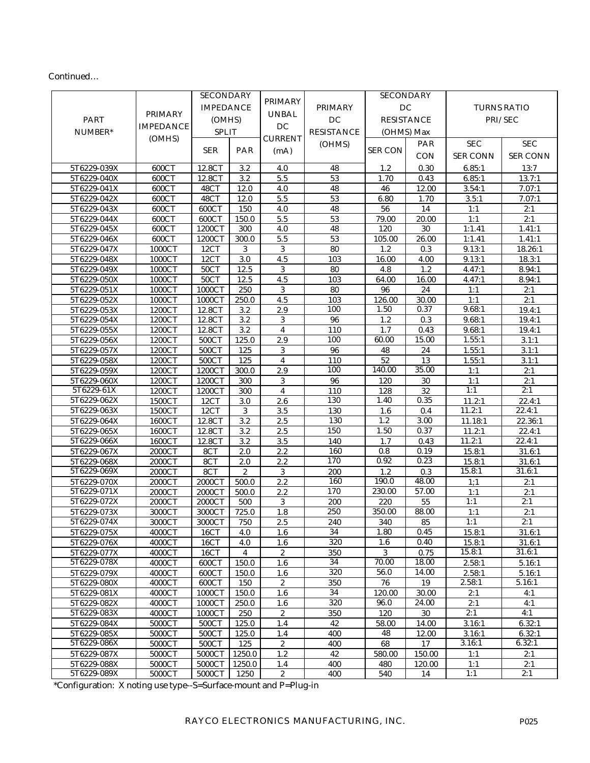Continued…

| PART NUMBER* | PRIMARY IMPEDANCE (OHMS) | SECONDARY IMPEDANCE (OHMS) SPLIT | | PRIMARY UNBAL DC CURRENT (mA) | PRIMARY DC RESISTANCE (OHMS) | SECONDARY DC RESISTANCE (OHMS) Max | | TURNS RATIO PRI/SEC | |
|---|---|---|---|---|---|---|---|---|---|
| | | SER | PAR | | | SER CON | PAR CON | SEC SER CONN | SEC SER CONN |
| 5T6229-039X | 600CT | 12.8CT | 3.2 | 4.0 | 48 | 1.2 | 0.30 | 6.85:1 | 13:7 |
| 5T6229-040X | 600CT | 12.8CT | 3.2 | 5.5 | 53 | 1.70 | 0.43 | 6.85:1 | 13.7:1 |
| 5T6229-041X | 600CT | 48CT | 12.0 | 4.0 | 48 | 46 | 12.00 | 3.54:1 | 7.07:1 |
| 5T6229-042X | 600CT | 48CT | 12.0 | 5.5 | 53 | 6.80 | 1.70 | 3.5:1 | 7.07:1 |
| 5T6229-043X | 600CT | 600CT | 150 | 4.0 | 48 | 56 | 14 | 1:1 | 2:1 |
| 5T6229-044X | 600CT | 600CT | 150.0 | 5.5 | 53 | 79.00 | 20.00 | 1:1 | 2:1 |
| 5T6229-045X | 600CT | 1200CT | 300 | 4.0 | 48 | 120 | 30 | 1:1.41 | 1.41:1 |
| 5T6229-046X | 600CT | 1200CT | 300.0 | 5.5 | 53 | 105.00 | 26.00 | 1:1.41 | 1.41:1 |
| 5T6229-047X | 1000CT | 12CT | 3 | 3 | 80 | 1.2 | 0.3 | 9.13:1 | 18.26:1 |
| 5T6229-048X | 1000CT | 12CT | 3.0 | 4.5 | 103 | 16.00 | 4.00 | 9.13:1 | 18.3:1 |
| 5T6229-049X | 1000CT | 50CT | 12.5 | 3 | 80 | 4.8 | 1.2 | 4.47:1 | 8.94:1 |
| 5T6229-050X | 1000CT | 50CT | 12.5 | 4.5 | 103 | 64.00 | 16.00 | 4.47:1 | 8.94:1 |
| 5T6229-051X | 1000CT | 1000CT | 250 | 3 | 80 | 96 | 24 | 1:1 | 2:1 |
| 5T6229-052X | 1000CT | 1000CT | 250.0 | 4.5 | 103 | 126.00 | 30.00 | 1:1 | 2:1 |
| 5T6229-053X | 1200CT | 12.8CT | 3.2 | 2.9 | 100 | 1.50 | 0.37 | 9.68:1 | 19.4:1 |
| 5T6229-054X | 1200CT | 12.8CT | 3.2 | 3 | 96 | 1.2 | 0.3 | 9.68:1 | 19.4:1 |
| 5T6229-055X | 1200CT | 12.8CT | 3.2 | 4 | 110 | 1.7 | 0.43 | 9.68:1 | 19.4:1 |
| 5T6229-056X | 1200CT | 500CT | 125.0 | 2.9 | 100 | 60.00 | 15.00 | 1.55:1 | 3.1:1 |
| 5T6229-057X | 1200CT | 500CT | 125 | 3 | 96 | 48 | 24 | 1.55:1 | 3.1:1 |
| 5T6229-058X | 1200CT | 500CT | 125 | 4 | 110 | 52 | 13 | 1.55:1 | 3.1:1 |
| 5T6229-059X | 1200CT | 1200CT | 300.0 | 2.9 | 100 | 140.00 | 35.00 | 1:1 | 2:1 |
| 5T6229-060X | 1200CT | 1200CT | 300 | 3 | 96 | 120 | 30 | 1:1 | 2:1 |
| 5T6229-61X | 1200CT | 1200CT | 300 | 4 | 110 | 128 | 32 | 1:1 | 2:1 |
| 5T6229-062X | 1500CT | 12CT | 3.0 | 2.6 | 130 | 1.40 | 0.35 | 11.2:1 | 22.4:1 |
| 5T6229-063X | 1500CT | 12CT | 3 | 3.5 | 130 | 1.6 | 0.4 | 11.2:1 | 22.4:1 |
| 5T6229-064X | 1600CT | 12.8CT | 3.2 | 2.5 | 130 | 1.2 | 3.00 | 11.18:1 | 22.36:1 |
| 5T6229-065X | 1600CT | 12.8CT | 3.2 | 2.5 | 150 | 1.50 | 0.37 | 11.2:1 | 22.4:1 |
| 5T6229-066X | 1600CT | 12.8CT | 3.2 | 3.5 | 140 | 1.7 | 0.43 | 11.2:1 | 22.4:1 |
| 5T6229-067X | 2000CT | 8CT | 2.0 | 2.2 | 160 | 0.8 | 0.19 | 15.8:1 | 31.6:1 |
| 5T6229-068X | 2000CT | 8CT | 2.0 | 2.2 | 170 | 0.92 | 0.23 | 15.8:1 | 31.6:1 |
| 5T6229-069X | 2000CT | 8CT | 2 | 3 | 200 | 1.2 | 0.3 | 15.8:1 | 31.6:1 |
| 5T6229-070X | 2000CT | 2000CT | 500.0 | 2.2 | 160 | 190.0 | 48.00 | 1;1 | 2:1 |
| 5T6229-071X | 2000CT | 2000CT | 500.0 | 2.2 | 170 | 230.00 | 57.00 | 1:1 | 2:1 |
| 5T6229-072X | 2000CT | 2000CT | 500 | 3 | 200 | 220 | 55 | 1:1 | 2:1 |
| 5T6229-073X | 3000CT | 3000CT | 725.0 | 1.8 | 250 | 350.00 | 88.00 | 1:1 | 2:1 |
| 5T6229-074X | 3000CT | 3000CT | 750 | 2.5 | 240 | 340 | 85 | 1:1 | 2:1 |
| 5T6229-075X | 4000CT | 16CT | 4.0 | 1.6 | 34 | 1.80 | 0.45 | 15.8:1 | 31.6:1 |
| 5T6229-076X | 4000CT | 16CT | 4.0 | 1.6 | 320 | 1.6 | 0.40 | 15.8:1 | 31.6:1 |
| 5T6229-077X | 4000CT | 16CT | 4 | 2 | 350 | 3 | 0.75 | 15.8:1 | 31.6:1 |
| 5T6229-078X | 4000CT | 600CT | 150.0 | 1.6 | 34 | 70.00 | 18.00 | 2.58:1 | 5.16:1 |
| 5T6229-079X | 4000CT | 600CT | 150.0 | 1.6 | 320 | 56.0 | 14.00 | 2.58:1 | 5.16:1 |
| 5T6229-080X | 4000CT | 600CT | 150 | 2 | 350 | 76 | 19 | 2.58:1 | 5.16:1 |
| 5T6229-081X | 4000CT | 1000CT | 150.0 | 1.6 | 34 | 120.00 | 30.00 | 2:1 | 4:1 |
| 5T6229-082X | 4000CT | 1000CT | 250.0 | 1.6 | 320 | 96.0 | 24.00 | 2:1 | 4:1 |
| 5T6229-083X | 4000CT | 1000CT | 250 | 2 | 350 | 120 | 30 | 2:1 | 4:1 |
| 5T6229-084X | 5000CT | 500CT | 125.0 | 1.4 | 42 | 58.00 | 14.00 | 3.16:1 | 6.32:1 |
| 5T6229-085X | 5000CT | 500CT | 125.0 | 1.4 | 400 | 48 | 12.00 | 3.16:1 | 6.32:1 |
| 5T6229-086X | 5000CT | 500CT | 125 | 2 | 400 | 68 | 17 | 3.16:1 | 6.32:1 |
| 5T6229-087X | 5000CT | 5000CT | 1250.0 | 1.2 | 42 | 580.00 | 150.00 | 1:1 | 2:1 |
| 5T6229-088X | 5000CT | 5000CT | 1250.0 | 1.4 | 400 | 480 | 120.00 | 1:1 | 2:1 |
| 5T6229-089X | 5000CT | 5000CT | 1250 | 2 | 400 | 540 | 14 | 1:1 | 2:1 |

*Configuration: X noting use type--S=Surface-mount and P=Plug-in

RAYCO ELECTRONICS MANUFACTURING, INC.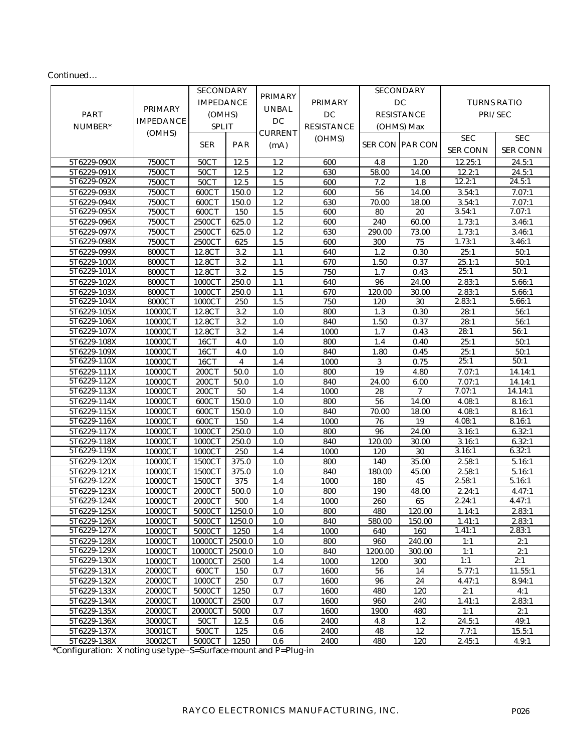Continued…

| PART NUMBER* | PRIMARY IMPEDANCE (OMHS) | SECONDARY IMPEDANCE (OMHS) SPLIT | | PRIMARY UNBAL DC CURRENT (mA) | PRIMARY DC RESISTANCE (OHMS) | SECONDARY DC RESISTANCE (OHMS) Max | | TURNS RATIO PRI/SEC | |
|---|---|---|---|---|---|---|---|---|---|
| | | SER | PAR | | | SER CON | PAR CON | SEC SER CONN | SEC SER CONN |
| 5T6229-090X | 7500CT | 50CT | 12.5 | 1.2 | 600 | 4.8 | 1.20 | 12.25:1 | 24.5:1 |
| 5T6229-091X | 7500CT | 50CT | 12.5 | 1.2 | 630 | 58.00 | 14.00 | 12.2:1 | 24.5:1 |
| 5T6229-092X | 7500CT | 50CT | 12.5 | 1.5 | 600 | 7.2 | 1.8 | 12.2:1 | 24.5:1 |
| 5T6229-093X | 7500CT | 600CT | 150.0 | 1.2 | 600 | 56 | 14.00 | 3.54:1 | 7.07:1 |
| 5T6229-094X | 7500CT | 600CT | 150.0 | 1.2 | 630 | 70.00 | 18.00 | 3.54:1 | 7.07:1 |
| 5T6229-095X | 7500CT | 600CT | 150 | 1.5 | 600 | 80 | 20 | 3.54:1 | 7.07:1 |
| 5T6229-096X | 7500CT | 2500CT | 625.0 | 1.2 | 600 | 240 | 60.00 | 1.73:1 | 3.46:1 |
| 5T6229-097X | 7500CT | 2500CT | 625.0 | 1.2 | 630 | 290.00 | 73.00 | 1.73:1 | 3.46:1 |
| 5T6229-098X | 7500CT | 2500CT | 625 | 1.5 | 600 | 300 | 75 | 1.73:1 | 3.46:1 |
| 5T6229-099X | 8000CT | 12.8CT | 3.2 | 1.1 | 640 | 1.2 | 0.30 | 25:1 | 50:1 |
| 5T6229-100X | 8000CT | 12.8CT | 3.2 | 1.1 | 670 | 1.50 | 0.37 | 25.1:1 | 50:1 |
| 5T6229-101X | 8000CT | 12.8CT | 3.2 | 1.5 | 750 | 1.7 | 0.43 | 25:1 | 50:1 |
| 5T6229-102X | 8000CT | 1000CT | 250.0 | 1.1 | 640 | 96 | 24.00 | 2.83:1 | 5.66:1 |
| 5T6229-103X | 8000CT | 1000CT | 250.0 | 1.1 | 670 | 120.00 | 30.00 | 2.83:1 | 5.66:1 |
| 5T6229-104X | 8000CT | 1000CT | 250 | 1.5 | 750 | 120 | 30 | 2.83:1 | 5.66:1 |
| 5T6229-105X | 10000CT | 12.8CT | 3.2 | 1.0 | 800 | 1.3 | 0.30 | 28:1 | 56:1 |
| 5T6229-106X | 10000CT | 12.8CT | 3.2 | 1.0 | 840 | 1.50 | 0.37 | 28:1 | 56:1 |
| 5T6229-107X | 10000CT | 12.8CT | 3.2 | 1.4 | 1000 | 1.7 | 0.43 | 28:1 | 56:1 |
| 5T6229-108X | 10000CT | 16CT | 4.0 | 1.0 | 800 | 1.4 | 0.40 | 25:1 | 50:1 |
| 5T6229-109X | 10000CT | 16CT | 4.0 | 1.0 | 840 | 1.80 | 0.45 | 25:1 | 50:1 |
| 5T6229-110X | 10000CT | 16CT | 4 | 1.4 | 1000 | 3 | 0.75 | 25:1 | 50:1 |
| 5T6229-111X | 10000CT | 200CT | 50.0 | 1.0 | 800 | 19 | 4.80 | 7.07:1 | 14.14:1 |
| 5T6229-112X | 10000CT | 200CT | 50.0 | 1.0 | 840 | 24.00 | 6.00 | 7.07:1 | 14.14:1 |
| 5T6229-113X | 10000CT | 200CT | 50 | 1.4 | 1000 | 28 | 7 | 7.07:1 | 14.14:1 |
| 5T6229-114X | 10000CT | 600CT | 150.0 | 1.0 | 800 | 56 | 14.00 | 4.08:1 | 8.16:1 |
| 5T6229-115X | 10000CT | 600CT | 150.0 | 1.0 | 840 | 70.00 | 18.00 | 4.08:1 | 8.16:1 |
| 5T6229-116X | 10000CT | 600CT | 150 | 1.4 | 1000 | 76 | 19 | 4.08:1 | 8.16:1 |
| 5T6229-117X | 10000CT | 1000CT | 250.0 | 1.0 | 800 | 96 | 24.00 | 3.16:1 | 6.32:1 |
| 5T6229-118X | 10000CT | 1000CT | 250.0 | 1.0 | 840 | 120.00 | 30.00 | 3.16:1 | 6.32:1 |
| 5T6229-119X | 10000CT | 1000CT | 250 | 1.4 | 1000 | 120 | 30 | 3.16:1 | 6.32:1 |
| 5T6229-120X | 10000CT | 1500CT | 375.0 | 1.0 | 800 | 140 | 35.00 | 2.58:1 | 5.16:1 |
| 5T6229-121X | 10000CT | 1500CT | 375.0 | 1.0 | 840 | 180.00 | 45.00 | 2.58:1 | 5.16:1 |
| 5T6229-122X | 10000CT | 1500CT | 375 | 1.4 | 1000 | 180 | 45 | 2.58:1 | 5.16:1 |
| 5T6229-123X | 10000CT | 2000CT | 500.0 | 1.0 | 800 | 190 | 48.00 | 2.24:1 | 4.47:1 |
| 5T6229-124X | 10000CT | 2000CT | 500 | 1.4 | 1000 | 260 | 65 | 2.24:1 | 4.47:1 |
| 5T6229-125X | 10000CT | 5000CT | 1250.0 | 1.0 | 800 | 480 | 120.00 | 1.14:1 | 2.83:1 |
| 5T6229-126X | 10000CT | 5000CT | 1250.0 | 1.0 | 840 | 580.00 | 150.00 | 1.41:1 | 2.83:1 |
| 5T6229-127X | 10000CT | 5000CT | 1250 | 1.4 | 1000 | 640 | 160 | 1.41:1 | 2.83:1 |
| 5T6229-128X | 10000CT | 10000CT | 2500.0 | 1.0 | 800 | 960 | 240.00 | 1:1 | 2:1 |
| 5T6229-129X | 10000CT | 10000CT | 2500.0 | 1.0 | 840 | 1200.00 | 300.00 | 1:1 | 2:1 |
| 5T6229-130X | 10000CT | 10000CT | 2500 | 1.4 | 1000 | 1200 | 300 | 1:1 | 2:1 |
| 5T6229-131X | 20000CT | 600CT | 150 | 0.7 | 1600 | 56 | 14 | 5.77:1 | 11.55:1 |
| 5T6229-132X | 20000CT | 1000CT | 250 | 0.7 | 1600 | 96 | 24 | 4.47:1 | 8.94:1 |
| 5T6229-133X | 20000CT | 5000CT | 1250 | 0.7 | 1600 | 480 | 120 | 2:1 | 4:1 |
| 5T6229-134X | 20000CT | 10000CT | 2500 | 0.7 | 1600 | 960 | 240 | 1.41:1 | 2.83:1 |
| 5T6229-135X | 20000CT | 20000CT | 5000 | 0.7 | 1600 | 1900 | 480 | 1:1 | 2:1 |
| 5T6229-136X | 30000CT | 50CT | 12.5 | 0.6 | 2400 | 4.8 | 1.2 | 24.5:1 | 49:1 |
| 5T6229-137X | 30001CT | 500CT | 125 | 0.6 | 2400 | 48 | 12 | 7.7:1 | 15.5:1 |
| 5T6229-138X | 30002CT | 5000CT | 1250 | 0.6 | 2400 | 480 | 120 | 2.45:1 | 4.9:1 |

*Configuration: X noting use type--S=Surface-mount and P=Plug-in

RAYCO ELECTRONICS MANUFACTURING, INC.